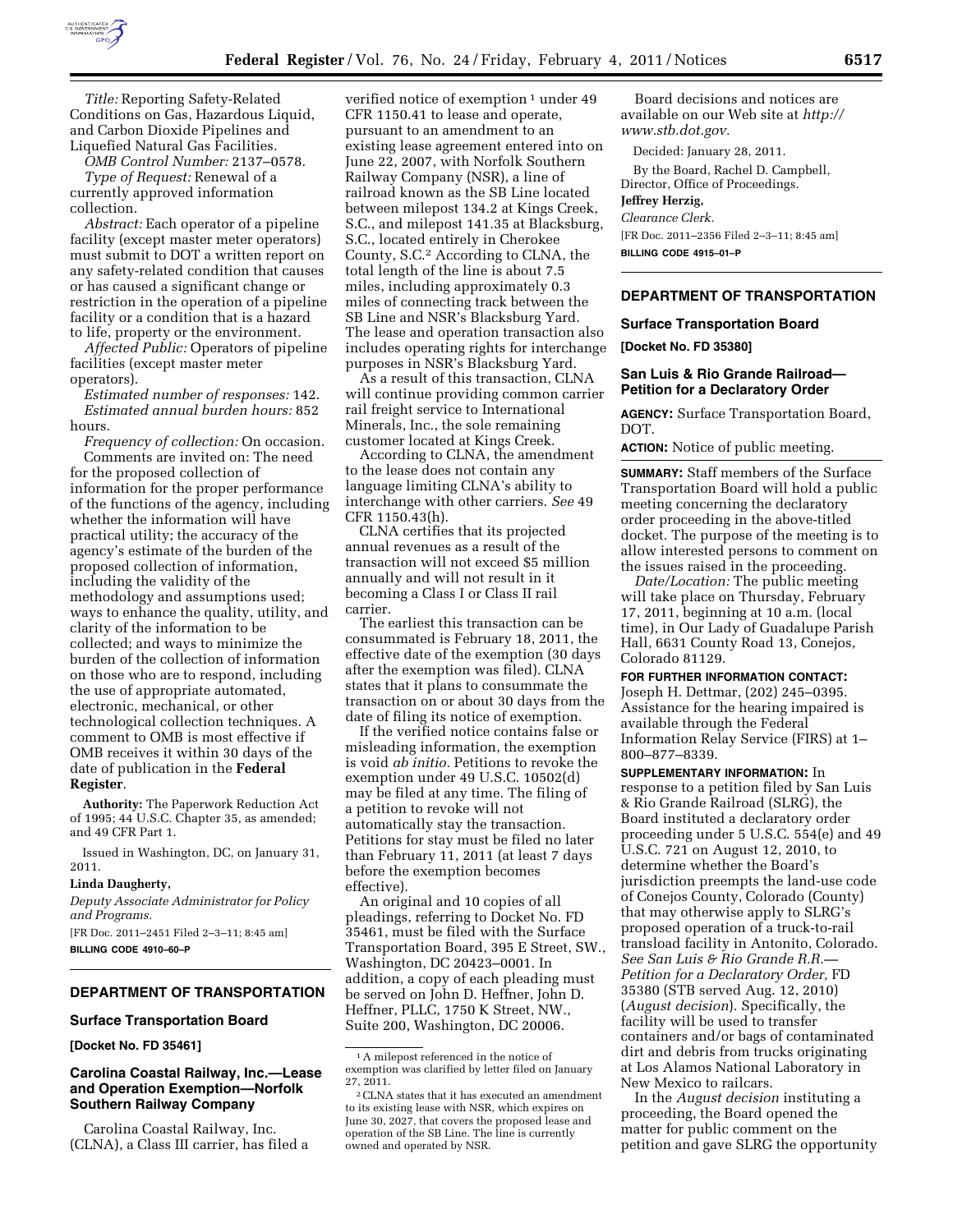*Title:* Reporting Safety-Related Conditions on Gas, Hazardous Liquid, and Carbon Dioxide Pipelines and Liquefied Natural Gas Facilities.

*OMB Control Number:* 2137–0578.

*Type of Request:* Renewal of a currently approved information collection.

*Abstract:* Each operator of a pipeline facility (except master meter operators) must submit to DOT a written report on any safety-related condition that causes or has caused a significant change or restriction in the operation of a pipeline facility or a condition that is a hazard to life, property or the environment.

*Affected Public:* Operators of pipeline facilities (except master meter operators).

*Estimated number of responses:* 142.

*Estimated annual burden hours:* 852 hours.

*Frequency of collection:* On occasion.

Comments are invited on: The need for the proposed collection of information for the proper performance of the functions of the agency, including whether the information will have practical utility; the accuracy of the agency's estimate of the burden of the proposed collection of information, including the validity of the methodology and assumptions used; ways to enhance the quality, utility, and clarity of the information to be collected; and ways to minimize the burden of the collection of information on those who are to respond, including the use of appropriate automated, electronic, mechanical, or other technological collection techniques. A comment to OMB is most effective if OMB receives it within 30 days of the date of publication in the **Federal Register**.

**Authority:** The Paperwork Reduction Act of 1995; 44 U.S.C. Chapter 35, as amended; and 49 CFR Part 1.

Issued in Washington, DC, on January 31, 2011.

**Linda Daugherty,**

*Deputy Associate Administrator for Policy and Programs.*

[FR Doc. 2011–2451 Filed 2–3–11; 8:45 am]

**BILLING CODE 4910–60–P**

## DEPARTMENT OF TRANSPORTATION

### Surface Transportation Board

**[Docket No. FD 35461]**

### Carolina Coastal Railway, Inc.—Lease and Operation Exemption—Norfolk Southern Railway Company

Carolina Coastal Railway, Inc. (CLNA), a Class III carrier, has filed a verified notice of exemption[1] under 49 CFR 1150.41 to lease and operate, pursuant to an amendment to an existing lease agreement entered into on June 22, 2007, with Norfolk Southern Railway Company (NSR), a line of railroad known as the SB Line located between milepost 134.2 at Kings Creek, S.C., and milepost 141.35 at Blacksburg, S.C., located entirely in Cherokee County, S.C.[2] According to CLNA, the total length of the line is about 7.5 miles, including approximately 0.3 miles of connecting track between the SB Line and NSR's Blacksburg Yard. The lease and operation transaction also includes operating rights for interchange purposes in NSR's Blacksburg Yard.

As a result of this transaction, CLNA will continue providing common carrier rail freight service to International Minerals, Inc., the sole remaining customer located at Kings Creek.

According to CLNA, the amendment to the lease does not contain any language limiting CLNA's ability to interchange with other carriers. *See* 49 CFR 1150.43(h).

CLNA certifies that its projected annual revenues as a result of the transaction will not exceed $5 million annually and will not result in it becoming a Class I or Class II rail carrier.

The earliest this transaction can be consummated is February 18, 2011, the effective date of the exemption (30 days after the exemption was filed). CLNA states that it plans to consummate the transaction on or about 30 days from the date of filing its notice of exemption.

If the verified notice contains false or misleading information, the exemption is void *ab initio*. Petitions to revoke the exemption under 49 U.S.C. 10502(d) may be filed at any time. The filing of a petition to revoke will not automatically stay the transaction. Petitions for stay must be filed no later than February 11, 2011 (at least 7 days before the exemption becomes effective).

An original and 10 copies of all pleadings, referring to Docket No. FD 35461, must be filed with the Surface Transportation Board, 395 E Street, SW., Washington, DC 20423–0001. In addition, a copy of each pleading must be served on John D. Heffner, John D. Heffner, PLLC, 1750 K Street, NW., Suite 200, Washington, DC 20006.

Board decisions and notices are available on our Web site at *http://www.stb.dot.gov.*

Decided: January 28, 2011.

By the Board, Rachel D. Campbell, Director, Office of Proceedings.

**Jeffrey Herzig,**

*Clearance Clerk.*

[FR Doc. 2011–2356 Filed 2–3–11; 8:45 am]

**BILLING CODE 4915–01–P**

[1] A milepost referenced in the notice of exemption was clarified by letter filed on January 27, 2011.

[2] CLNA states that it has executed an amendment to its existing lease with NSR, which expires on June 30, 2027, that covers the proposed lease and operation of the SB Line. The line is currently owned and operated by NSR.

## DEPARTMENT OF TRANSPORTATION

### Surface Transportation Board

**[Docket No. FD 35380]**

### San Luis & Rio Grande Railroad—Petition for a Declaratory Order

**AGENCY:** Surface Transportation Board, DOT.

**ACTION:** Notice of public meeting.

**SUMMARY:** Staff members of the Surface Transportation Board will hold a public meeting concerning the declaratory order proceeding in the above-titled docket. The purpose of the meeting is to allow interested persons to comment on the issues raised in the proceeding.

*Date/Location:* The public meeting will take place on Thursday, February 17, 2011, beginning at 10 a.m. (local time), in Our Lady of Guadalupe Parish Hall, 6631 County Road 13, Conejos, Colorado 81129.

**FOR FURTHER INFORMATION CONTACT:** Joseph H. Dettmar, (202) 245–0395. Assistance for the hearing impaired is available through the Federal Information Relay Service (FIRS) at 1–800–877–8339.

**SUPPLEMENTARY INFORMATION:** In response to a petition filed by San Luis & Rio Grande Railroad (SLRG), the Board instituted a declaratory order proceeding under 5 U.S.C. 554(e) and 49 U.S.C. 721 on August 12, 2010, to determine whether the Board's jurisdiction preempts the land-use code of Conejos County, Colorado (County) that may otherwise apply to SLRG's proposed operation of a truck-to-rail transload facility in Antonito, Colorado. *See San Luis & Rio Grande R.R.—Petition for a Declaratory Order,* FD 35380 (STB served Aug. 12, 2010) (*August decision*). Specifically, the facility will be used to transfer containers and/or bags of contaminated dirt and debris from trucks originating at Los Alamos National Laboratory in New Mexico to railcars.

In the *August decision* instituting a proceeding, the Board opened the matter for public comment on the petition and gave SLRG the opportunity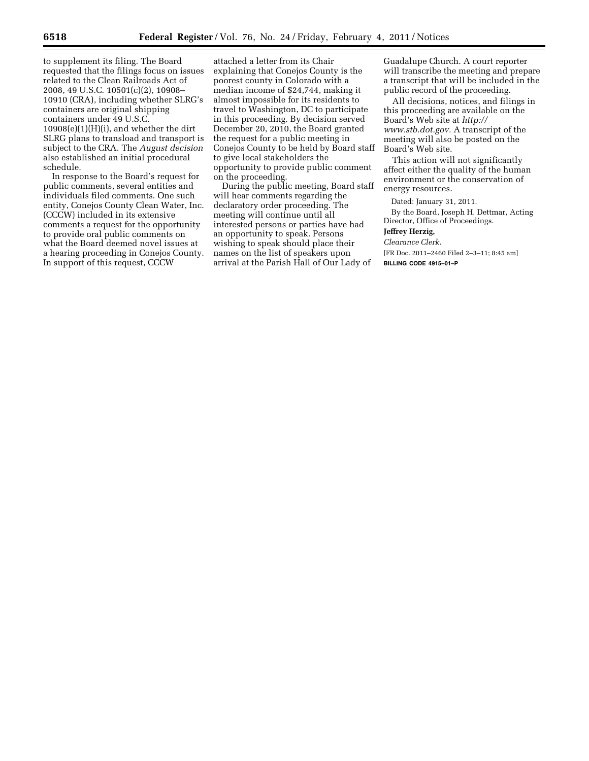to supplement its filing. The Board requested that the filings focus on issues related to the Clean Railroads Act of 2008, 49 U.S.C. 10501(c)(2), 10908–10910 (CRA), including whether SLRG's containers are original shipping containers under 49 U.S.C. 10908(e)(1)(H)(i), and whether the dirt SLRG plans to transload and transport is subject to the CRA. The *August decision* also established an initial procedural schedule.

In response to the Board's request for public comments, several entities and individuals filed comments. One such entity, Conejos County Clean Water, Inc. (CCCW) included in its extensive comments a request for the opportunity to provide oral public comments on what the Board deemed novel issues at a hearing proceeding in Conejos County. In support of this request, CCCW attached a letter from its Chair explaining that Conejos County is the poorest county in Colorado with a median income of $24,744, making it almost impossible for its residents to travel to Washington, DC to participate in this proceeding. By decision served December 20, 2010, the Board granted the request for a public meeting in Conejos County to be held by Board staff to give local stakeholders the opportunity to provide public comment on the proceeding.

During the public meeting, Board staff will hear comments regarding the declaratory order proceeding. The meeting will continue until all interested persons or parties have had an opportunity to speak. Persons wishing to speak should place their names on the list of speakers upon arrival at the Parish Hall of Our Lady of Guadalupe Church. A court reporter will transcribe the meeting and prepare a transcript that will be included in the public record of the proceeding.

All decisions, notices, and filings in this proceeding are available on the Board's Web site at *http://www.stb.dot.gov.* A transcript of the meeting will also be posted on the Board's Web site.

This action will not significantly affect either the quality of the human environment or the conservation of energy resources.

Dated: January 31, 2011.

By the Board, Joseph H. Dettmar, Acting Director, Office of Proceedings.

**Jeffrey Herzig,**

*Clearance Clerk.*

[FR Doc. 2011–2460 Filed 2–3–11; 8:45 am]

**BILLING CODE 4915–01–P**